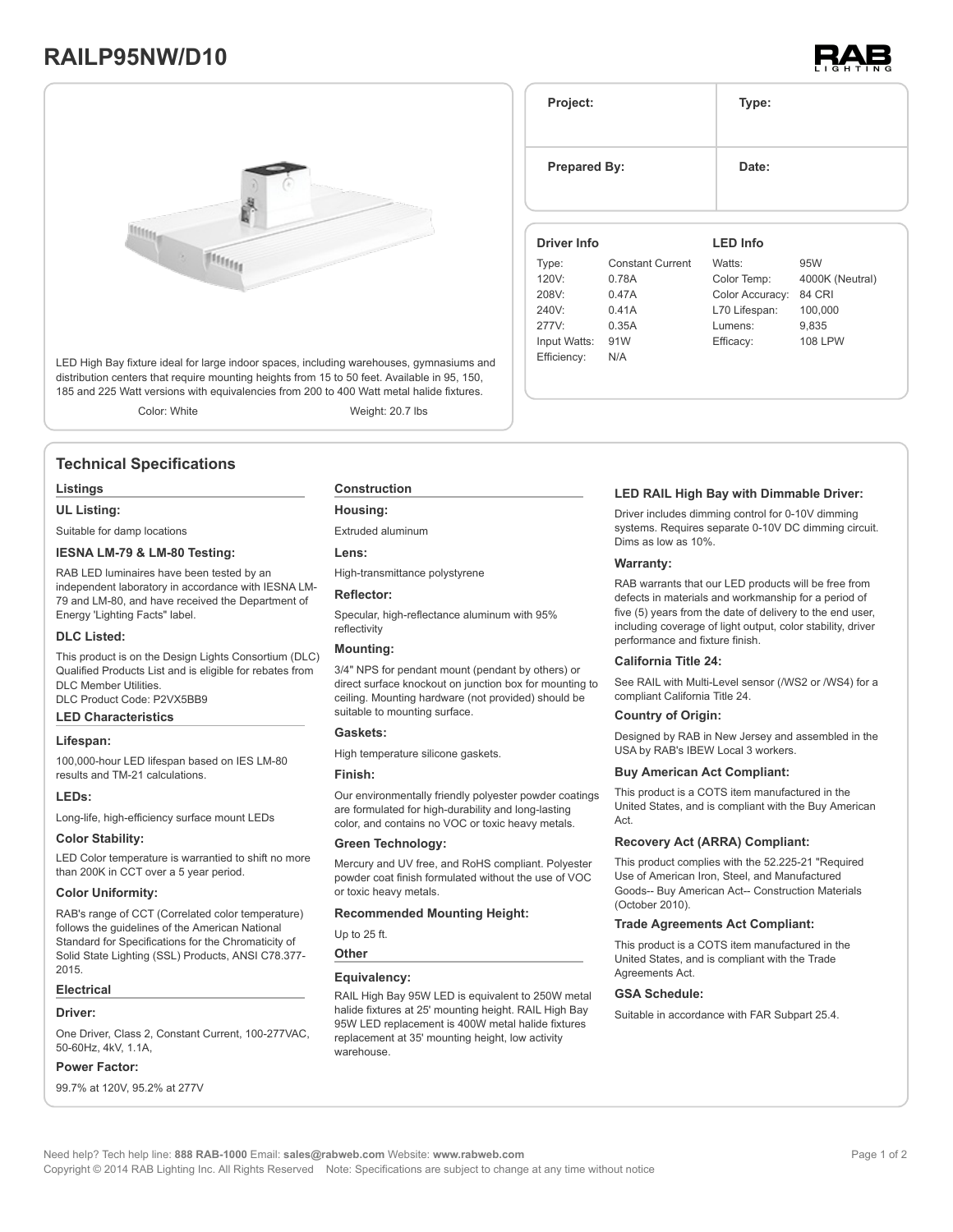# RAILP95NW/D10

LED High Bay fixture ideal for large indoor spaces, including warehouses, gymnasiums and distribution centers that require mounting heights from 15 to 50 feet. Available in 95, 150, 185 and 225 Watt versions with equivalencies from 200 to 400 Watt metal halide fixtures.

Color: White    Weight: 20.7 lbs

| Project: | Type: |
|---|---|
| Prepared By: | Date: |

| Driver Info | | LED Info | |
|---|---|---|---|
| Type: | Constant Current | Watts: | 95W |
| 120V: | 0.78A | Color Temp: | 4000K (Neutral) |
| 208V: | 0.47A | Color Accuracy: | 84 CRI |
| 240V: | 0.41A | L70 Lifespan: | 100,000 |
| 277V: | 0.35A | Lumens: | 9,835 |
| Input Watts: | 91W | Efficacy: | 108 LPW |
| Efficiency: | N/A | | |

## Technical Specifications

### Listings

**UL Listing:**

Suitable for damp locations

**IESNA LM-79 & LM-80 Testing:**

RAB LED luminaires have been tested by an independent laboratory in accordance with IESNA LM-79 and LM-80, and have received the Department of Energy 'Lighting Facts" label.

**DLC Listed:**

This product is on the Design Lights Consortium (DLC) Qualified Products List and is eligible for rebates from DLC Member Utilities.
DLC Product Code: P2VX5BB9

### LED Characteristics

**Lifespan:**

100,000-hour LED lifespan based on IES LM-80 results and TM-21 calculations.

**LEDs:**

Long-life, high-efficiency surface mount LEDs

**Color Stability:**

LED Color temperature is warrantied to shift no more than 200K in CCT over a 5 year period.

**Color Uniformity:**

RAB's range of CCT (Correlated color temperature) follows the guidelines of the American National Standard for Specifications for the Chromaticity of Solid State Lighting (SSL) Products, ANSI C78.377-2015.

### Electrical

**Driver:**

One Driver, Class 2, Constant Current, 100-277VAC, 50-60Hz, 4kV, 1.1A,

**Power Factor:**

99.7% at 120V, 95.2% at 277V

### Construction

**Housing:**

Extruded aluminum

**Lens:**

High-transmittance polystyrene

**Reflector:**

Specular, high-reflectance aluminum with 95% reflectivity

**Mounting:**

3/4" NPS for pendant mount (pendant by others) or direct surface knockout on junction box for mounting to ceiling. Mounting hardware (not provided) should be suitable to mounting surface.

**Gaskets:**

High temperature silicone gaskets.

**Finish:**

Our environmentally friendly polyester powder coatings are formulated for high-durability and long-lasting color, and contains no VOC or toxic heavy metals.

**Green Technology:**

Mercury and UV free, and RoHS compliant. Polyester powder coat finish formulated without the use of VOC or toxic heavy metals.

**Recommended Mounting Height:**

Up to 25 ft.

### Other

**Equivalency:**

RAIL High Bay 95W LED is equivalent to 250W metal halide fixtures at 25' mounting height. RAIL High Bay 95W LED replacement is 400W metal halide fixtures replacement at 35' mounting height, low activity warehouse.

**LED RAIL High Bay with Dimmable Driver:**

Driver includes dimming control for 0-10V dimming systems. Requires separate 0-10V DC dimming circuit. Dims as low as 10%.

**Warranty:**

RAB warrants that our LED products will be free from defects in materials and workmanship for a period of five (5) years from the date of delivery to the end user, including coverage of light output, color stability, driver performance and fixture finish.

**California Title 24:**

See RAIL with Multi-Level sensor (/WS2 or /WS4) for a compliant California Title 24.

**Country of Origin:**

Designed by RAB in New Jersey and assembled in the USA by RAB's IBEW Local 3 workers.

**Buy American Act Compliant:**

This product is a COTS item manufactured in the United States, and is compliant with the Buy American Act.

**Recovery Act (ARRA) Compliant:**

This product complies with the 52.225-21 "Required Use of American Iron, Steel, and Manufactured Goods-- Buy American Act-- Construction Materials (October 2010).

**Trade Agreements Act Compliant:**

This product is a COTS item manufactured in the United States, and is compliant with the Trade Agreements Act.

**GSA Schedule:**

Suitable in accordance with FAR Subpart 25.4.

Need help? Tech help line: **888 RAB-1000** Email: **sales@rabweb.com** Website: **www.rabweb.com**
Copyright © 2014 RAB Lighting Inc. All Rights Reserved Note: Specifications are subject to change at any time without notice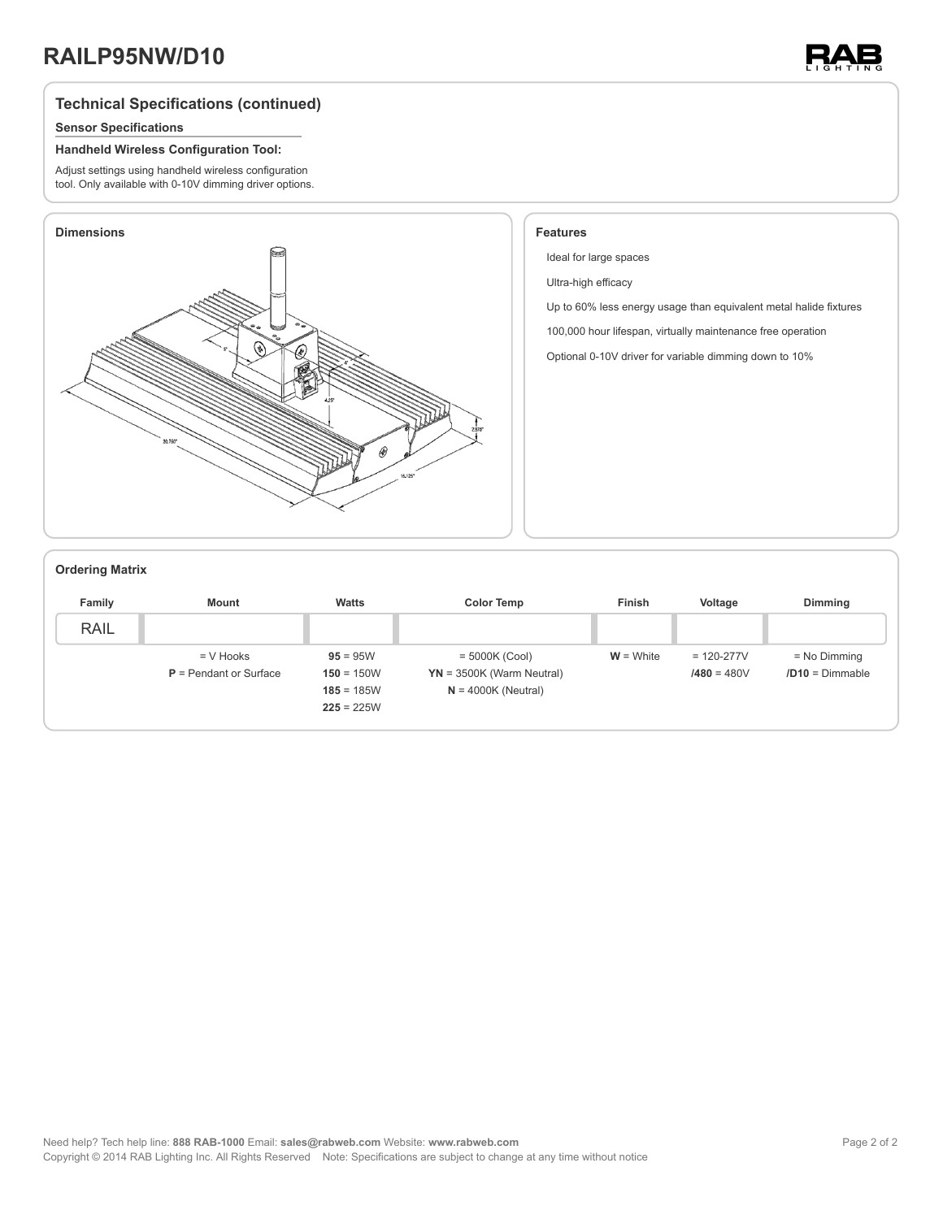# RAILP95NW/D10

## Technical Specifications (continued)

**Sensor Specifications**

**Handheld Wireless Configuration Tool:**

Adjust settings using handheld wireless configuration tool. Only available with 0-10V dimming driver options.

## Dimensions

5"

4"

4.25"

2.578"

20.750"

15.125"

## Features

- Ideal for large spaces
- Ultra-high efficacy
- Up to 60% less energy usage than equivalent metal halide fixtures
- 100,000 hour lifespan, virtually maintenance free operation
- Optional 0-10V driver for variable dimming down to 10%

## Ordering Matrix

| Family | Mount | Watts | Color Temp | Finish | Voltage | Dimming |
|---|---|---|---|---|---|---|
| RAIL | | | | | | |
| | = V Hooks | **95** = 95W | = 5000K (Cool) | **W** = White | = 120-277V | = No Dimming |
| | **P** = Pendant or Surface | **150** = 150W | **YN** = 3500K (Warm Neutral) | | **/480** = 480V | **/D10** = Dimmable |
| | | **185** = 185W | **N** = 4000K (Neutral) | | | |
| | | **225** = 225W | | | | |

Need help? Tech help line: **888 RAB-1000** Email: **sales@rabweb.com** Website: **www.rabweb.com**

Copyright © 2014 RAB Lighting Inc. All Rights Reserved Note: Specifications are subject to change at any time without notice